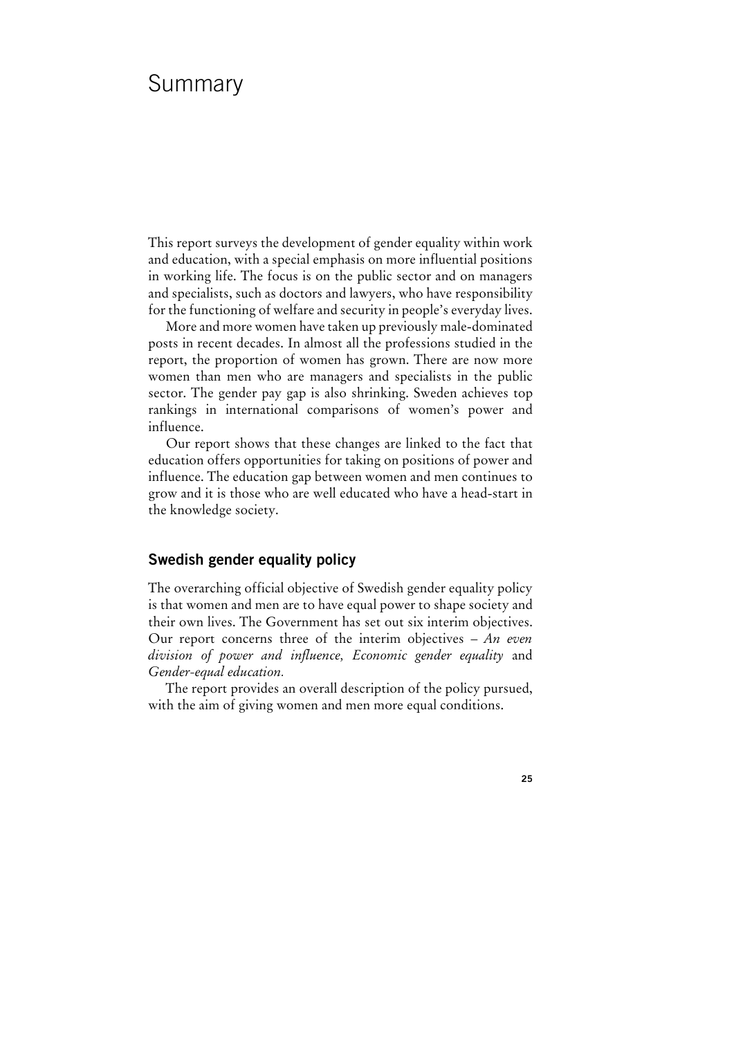# Summary

This report surveys the development of gender equality within work and education, with a special emphasis on more influential positions in working life. The focus is on the public sector and on managers and specialists, such as doctors and lawyers, who have responsibility for the functioning of welfare and security in people's everyday lives.

More and more women have taken up previously male-dominated posts in recent decades. In almost all the professions studied in the report, the proportion of women has grown. There are now more women than men who are managers and specialists in the public sector. The gender pay gap is also shrinking. Sweden achieves top rankings in international comparisons of women's power and influence.

Our report shows that these changes are linked to the fact that education offers opportunities for taking on positions of power and influence. The education gap between women and men continues to grow and it is those who are well educated who have a head-start in the knowledge society.

## Swedish gender equality policy

The overarching official objective of Swedish gender equality policy is that women and men are to have equal power to shape society and their own lives. The Government has set out six interim objectives. Our report concerns three of the interim objectives – *An even division of power and influence, Economic gender equality* and *Gender-equal education.*

The report provides an overall description of the policy pursued, with the aim of giving women and men more equal conditions.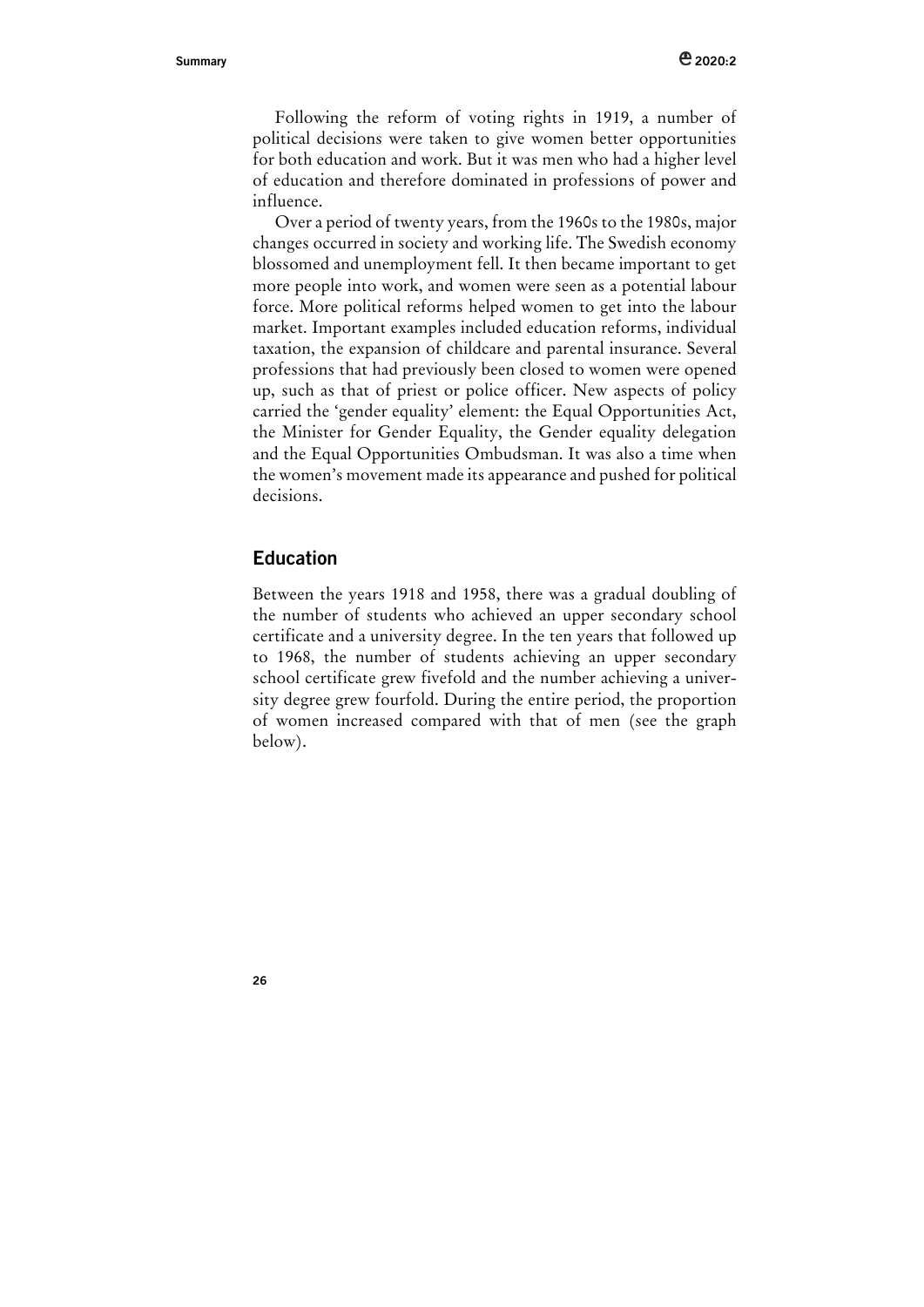Following the reform of voting rights in 1919, a number of political decisions were taken to give women better opportunities for both education and work. But it was men who had a higher level of education and therefore dominated in professions of power and influence.

Over a period of twenty years, from the 1960s to the 1980s, major changes occurred in society and working life. The Swedish economy blossomed and unemployment fell. It then became important to get more people into work, and women were seen as a potential labour force. More political reforms helped women to get into the labour market. Important examples included education reforms, individual taxation, the expansion of childcare and parental insurance. Several professions that had previously been closed to women were opened up, such as that of priest or police officer. New aspects of policy carried the 'gender equality' element: the Equal Opportunities Act, the Minister for Gender Equality, the Gender equality delegation and the Equal Opportunities Ombudsman. It was also a time when the women's movement made its appearance and pushed for political decisions.

## Education

Between the years 1918 and 1958, there was a gradual doubling of the number of students who achieved an upper secondary school certificate and a university degree. In the ten years that followed up to 1968, the number of students achieving an upper secondary school certificate grew fivefold and the number achieving a university degree grew fourfold. During the entire period, the proportion of women increased compared with that of men (see the graph below).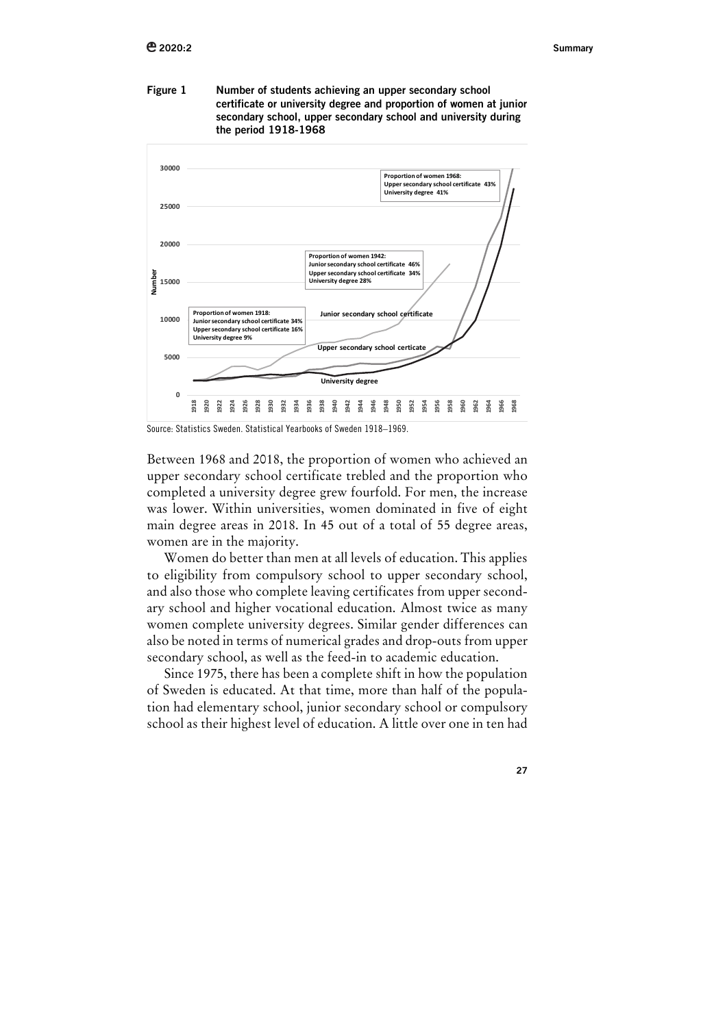**Figure 1** **Number of students achieving an upper secondary school certificate or university degree and proportion of women at junior secondary school, upper secondary school and university during the period 1918-1968**

Source: Statistics Sweden. Statistical Yearbooks of Sweden 1918–1969.

Between 1968 and 2018, the proportion of women who achieved an upper secondary school certificate trebled and the proportion who completed a university degree grew fourfold. For men, the increase was lower. Within universities, women dominated in five of eight main degree areas in 2018. In 45 out of a total of 55 degree areas, women are in the majority.

Women do better than men at all levels of education. This applies to eligibility from compulsory school to upper secondary school, and also those who complete leaving certificates from upper secondary school and higher vocational education. Almost twice as many women complete university degrees. Similar gender differences can also be noted in terms of numerical grades and drop-outs from upper secondary school, as well as the feed-in to academic education.

Since 1975, there has been a complete shift in how the population of Sweden is educated. At that time, more than half of the population had elementary school, junior secondary school or compulsory school as their highest level of education. A little over one in ten had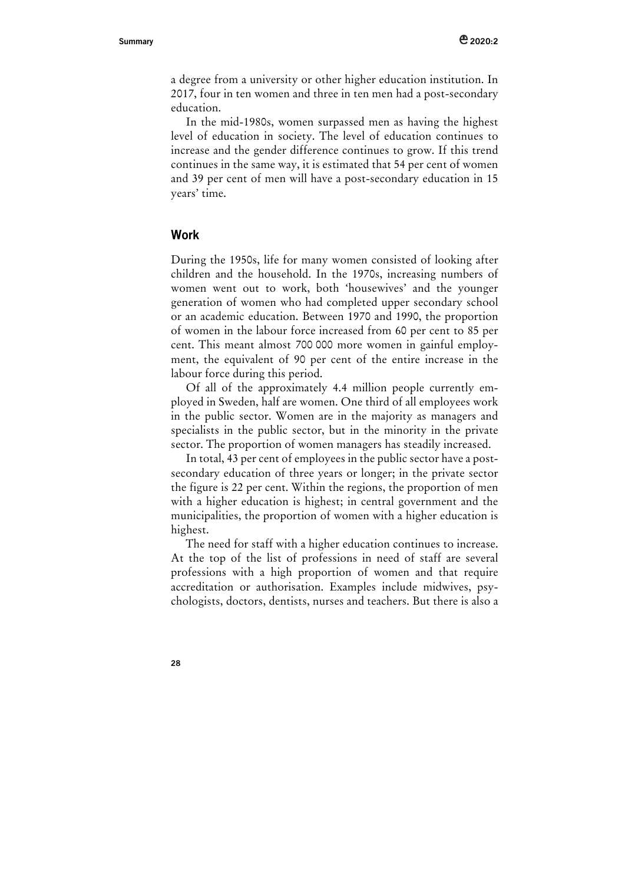a degree from a university or other higher education institution. In 2017, four in ten women and three in ten men had a post-secondary education.

In the mid-1980s, women surpassed men as having the highest level of education in society. The level of education continues to increase and the gender difference continues to grow. If this trend continues in the same way, it is estimated that 54 per cent of women and 39 per cent of men will have a post-secondary education in 15 years' time.

## Work

During the 1950s, life for many women consisted of looking after children and the household. In the 1970s, increasing numbers of women went out to work, both 'housewives' and the younger generation of women who had completed upper secondary school or an academic education. Between 1970 and 1990, the proportion of women in the labour force increased from 60 per cent to 85 per cent. This meant almost 700 000 more women in gainful employment, the equivalent of 90 per cent of the entire increase in the labour force during this period.

Of all of the approximately 4.4 million people currently employed in Sweden, half are women. One third of all employees work in the public sector. Women are in the majority as managers and specialists in the public sector, but in the minority in the private sector. The proportion of women managers has steadily increased.

In total, 43 per cent of employees in the public sector have a post-secondary education of three years or longer; in the private sector the figure is 22 per cent. Within the regions, the proportion of men with a higher education is highest; in central government and the municipalities, the proportion of women with a higher education is highest.

The need for staff with a higher education continues to increase. At the top of the list of professions in need of staff are several professions with a high proportion of women and that require accreditation or authorisation. Examples include midwives, psychologists, doctors, dentists, nurses and teachers. But there is also a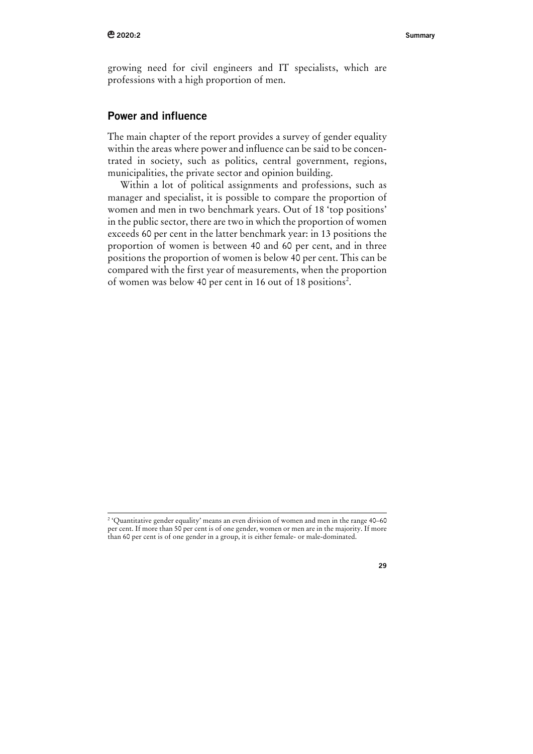growing need for civil engineers and IT specialists, which are professions with a high proportion of men.

## Power and influence

The main chapter of the report provides a survey of gender equality within the areas where power and influence can be said to be concentrated in society, such as politics, central government, regions, municipalities, the private sector and opinion building.

Within a lot of political assignments and professions, such as manager and specialist, it is possible to compare the proportion of women and men in two benchmark years. Out of 18 'top positions' in the public sector, there are two in which the proportion of women exceeds 60 per cent in the latter benchmark year: in 13 positions the proportion of women is between 40 and 60 per cent, and in three positions the proportion of women is below 40 per cent. This can be compared with the first year of measurements, when the proportion of women was below 40 per cent in 16 out of 18 positions[2].

[2] 'Quantitative gender equality' means an even division of women and men in the range 40–60 per cent. If more than 50 per cent is of one gender, women or men are in the majority. If more than 60 per cent is of one gender in a group, it is either female- or male-dominated.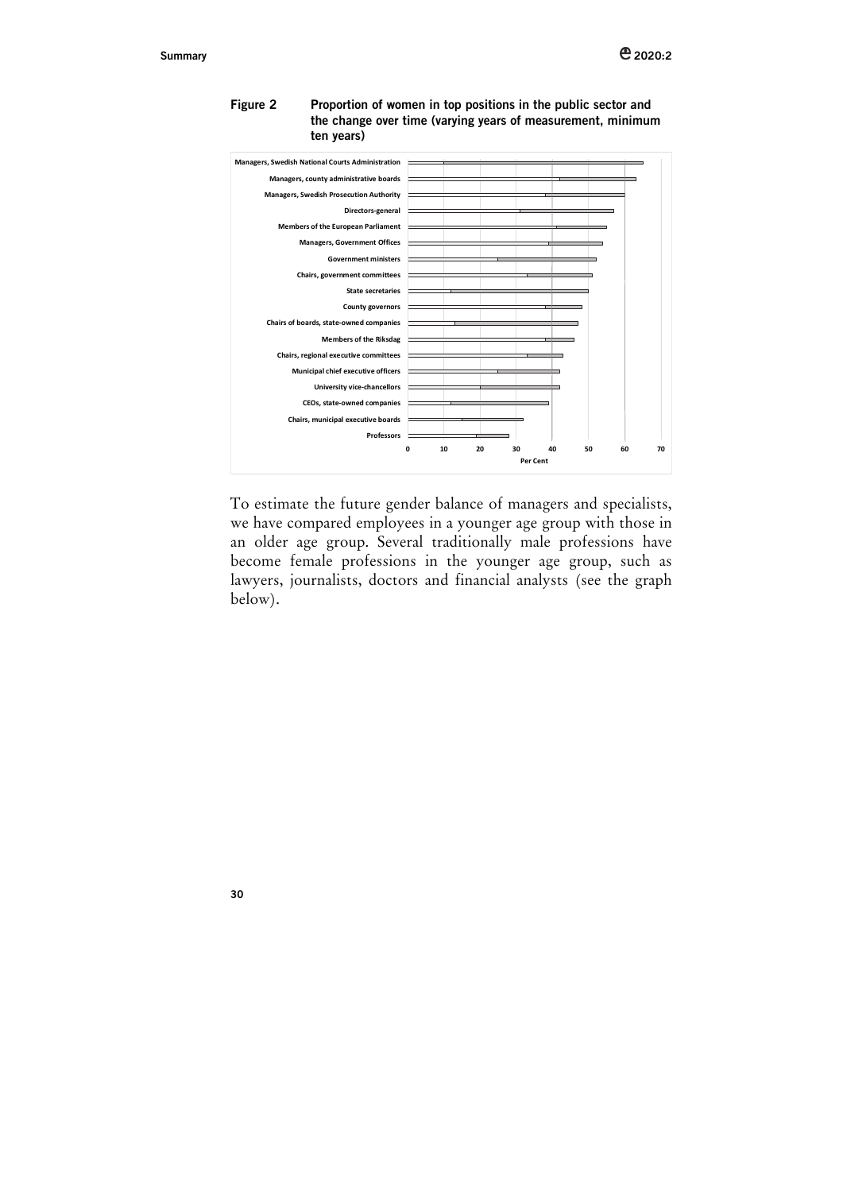**Figure 2 Proportion of women in top positions in the public sector and the change over time (varying years of measurement, minimum ten years)**

Managers, Swedish National Courts Administration
Managers, county administrative boards
Managers, Swedish Prosecution Authority
Directors-general
Members of the European Parliament
Managers, Government Offices
Government ministers
Chairs, government committees
State secretaries
County governors
Chairs of boards, state-owned companies
Members of the Riksdag
Chairs, regional executive committees
Municipal chief executive officers
University vice-chancellors
CEOs, state-owned companies
Chairs, municipal executive boards
Professors

0 10 20 30 40 50 60 70

Per Cent

To estimate the future gender balance of managers and specialists, we have compared employees in a younger age group with those in an older age group. Several traditionally male professions have become female professions in the younger age group, such as lawyers, journalists, doctors and financial analysts (see the graph below).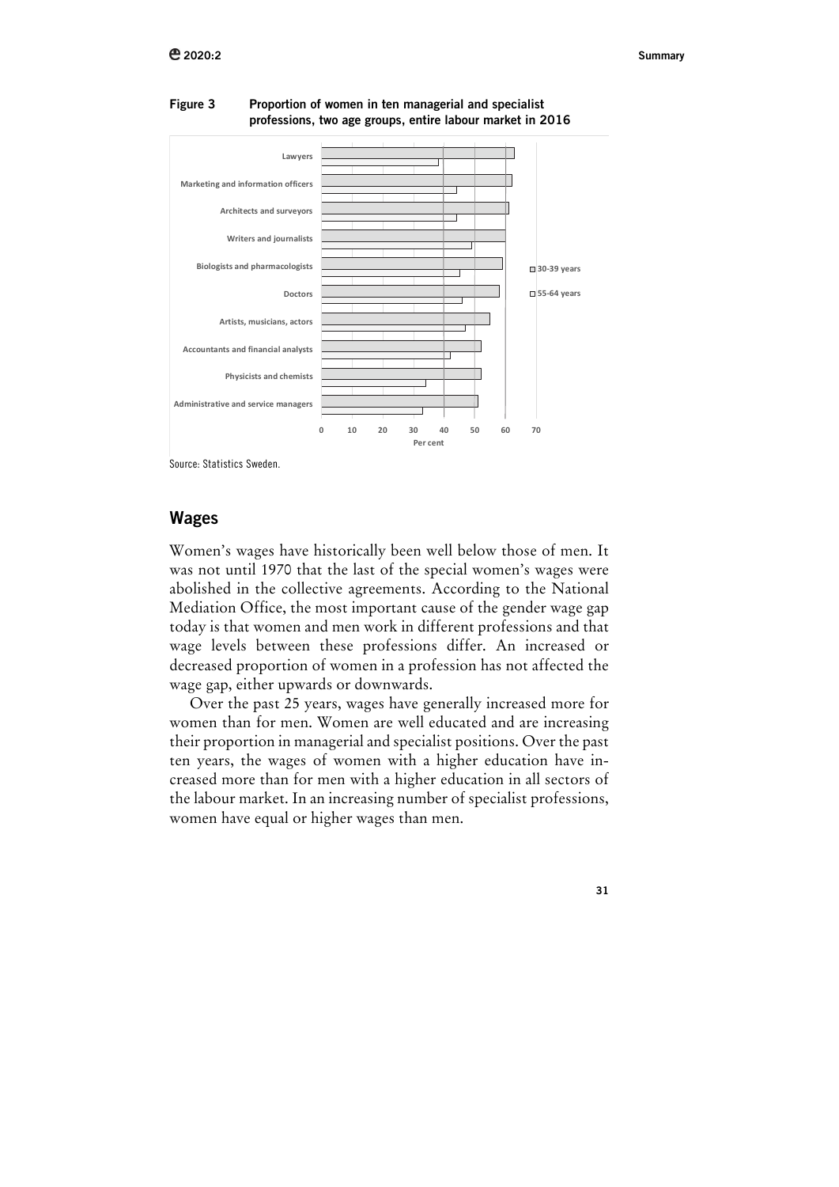**Figure 3 Proportion of women in ten managerial and specialist professions, two age groups, entire labour market in 2016**

Source: Statistics Sweden.

## Wages

Women's wages have historically been well below those of men. It was not until 1970 that the last of the special women's wages were abolished in the collective agreements. According to the National Mediation Office, the most important cause of the gender wage gap today is that women and men work in different professions and that wage levels between these professions differ. An increased or decreased proportion of women in a profession has not affected the wage gap, either upwards or downwards.

Over the past 25 years, wages have generally increased more for women than for men. Women are well educated and are increasing their proportion in managerial and specialist positions. Over the past ten years, the wages of women with a higher education have increased more than for men with a higher education in all sectors of the labour market. In an increasing number of specialist professions, women have equal or higher wages than men.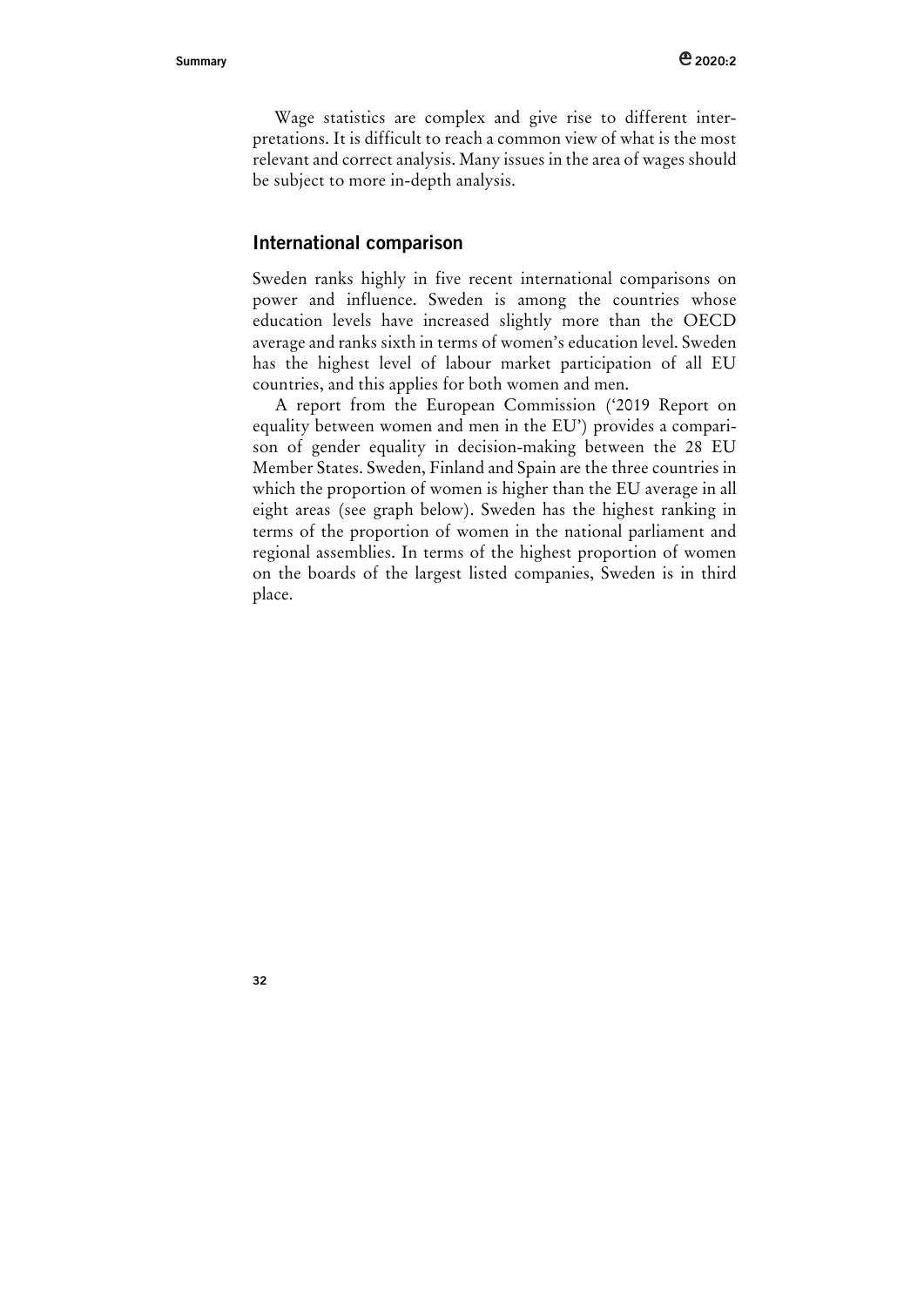Wage statistics are complex and give rise to different interpretations. It is difficult to reach a common view of what is the most relevant and correct analysis. Many issues in the area of wages should be subject to more in-depth analysis.

## International comparison

Sweden ranks highly in five recent international comparisons on power and influence. Sweden is among the countries whose education levels have increased slightly more than the OECD average and ranks sixth in terms of women's education level. Sweden has the highest level of labour market participation of all EU countries, and this applies for both women and men.

A report from the European Commission ('2019 Report on equality between women and men in the EU') provides a comparison of gender equality in decision-making between the 28 EU Member States. Sweden, Finland and Spain are the three countries in which the proportion of women is higher than the EU average in all eight areas (see graph below). Sweden has the highest ranking in terms of the proportion of women in the national parliament and regional assemblies. In terms of the highest proportion of women on the boards of the largest listed companies, Sweden is in third place.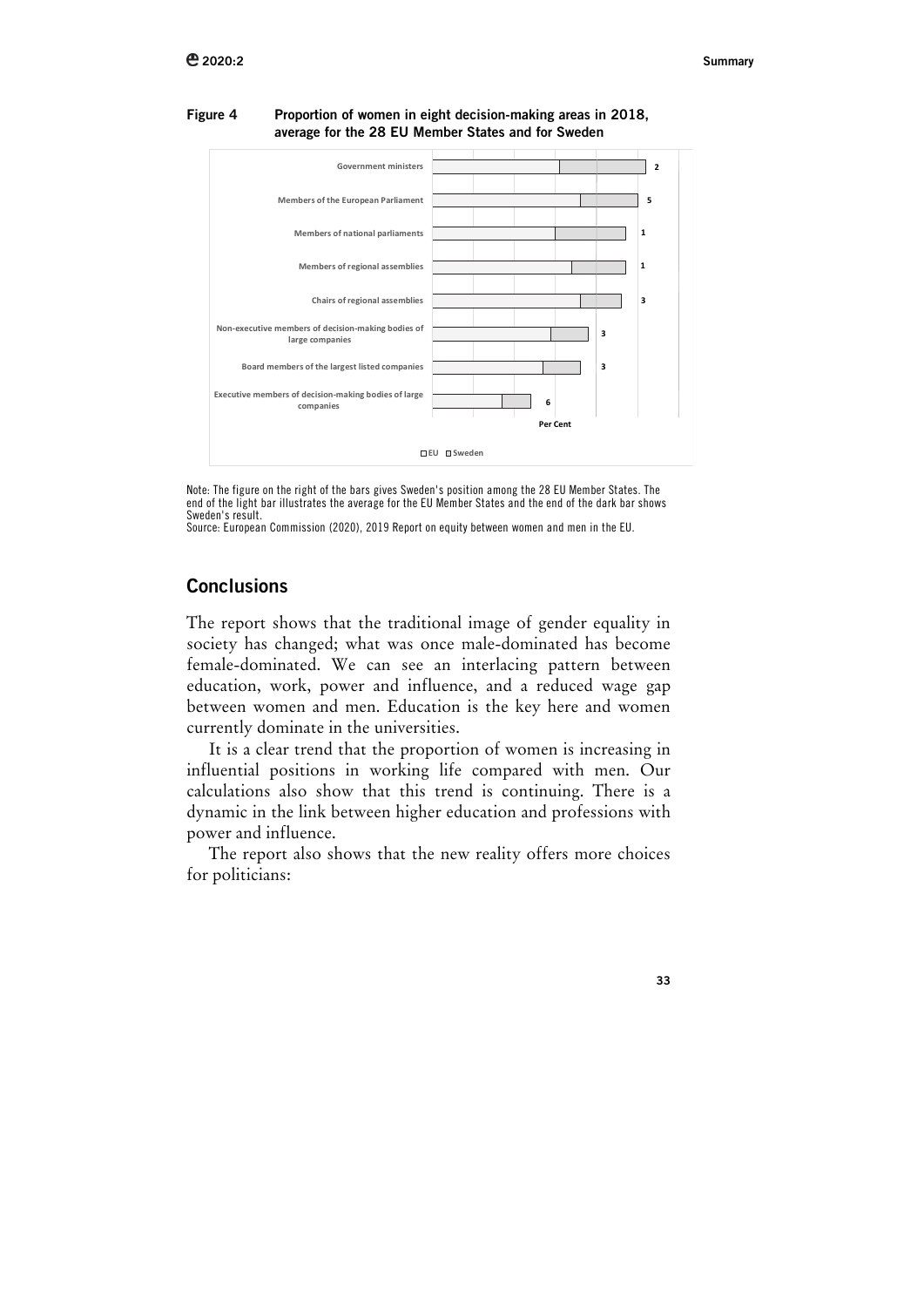**Figure 4** Proportion of women in eight decision-making areas in 2018, average for the 28 EU Member States and for Sweden

| | Sweden's position |
|---|---|
| Government ministers | 2 |
| Members of the European Parliament | 5 |
| Members of national parliaments | 1 |
| Members of regional assemblies | 1 |
| Chairs of regional assemblies | 3 |
| Non-executive members of decision-making bodies of large companies | 3 |
| Board members of the largest listed companies | 3 |
| Executive members of decision-making bodies of large companies | 6 |

Per Cent

EU  Sweden

Note: The figure on the right of the bars gives Sweden's position among the 28 EU Member States. The end of the light bar illustrates the average for the EU Member States and the end of the dark bar shows Sweden's result.
Source: European Commission (2020), 2019 Report on equity between women and men in the EU.

## Conclusions

The report shows that the traditional image of gender equality in society has changed; what was once male-dominated has become female-dominated. We can see an interlacing pattern between education, work, power and influence, and a reduced wage gap between women and men. Education is the key here and women currently dominate in the universities.

It is a clear trend that the proportion of women is increasing in influential positions in working life compared with men. Our calculations also show that this trend is continuing. There is a dynamic in the link between higher education and professions with power and influence.

The report also shows that the new reality offers more choices for politicians: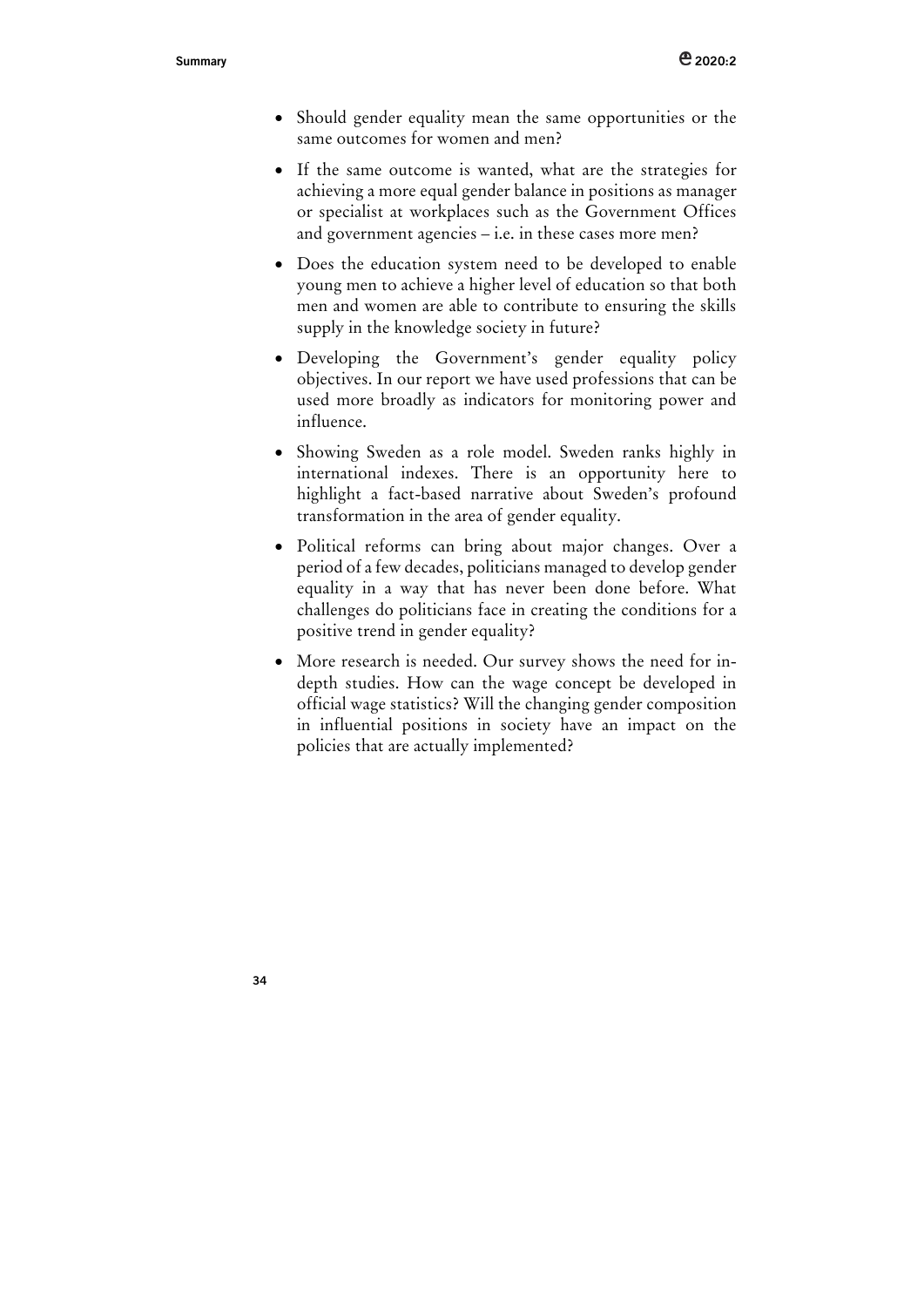- Should gender equality mean the same opportunities or the same outcomes for women and men?
- If the same outcome is wanted, what are the strategies for achieving a more equal gender balance in positions as manager or specialist at workplaces such as the Government Offices and government agencies – i.e. in these cases more men?
- Does the education system need to be developed to enable young men to achieve a higher level of education so that both men and women are able to contribute to ensuring the skills supply in the knowledge society in future?
- Developing the Government's gender equality policy objectives. In our report we have used professions that can be used more broadly as indicators for monitoring power and influence.
- Showing Sweden as a role model. Sweden ranks highly in international indexes. There is an opportunity here to highlight a fact-based narrative about Sweden's profound transformation in the area of gender equality.
- Political reforms can bring about major changes. Over a period of a few decades, politicians managed to develop gender equality in a way that has never been done before. What challenges do politicians face in creating the conditions for a positive trend in gender equality?
- More research is needed. Our survey shows the need for in-depth studies. How can the wage concept be developed in official wage statistics? Will the changing gender composition in influential positions in society have an impact on the policies that are actually implemented?